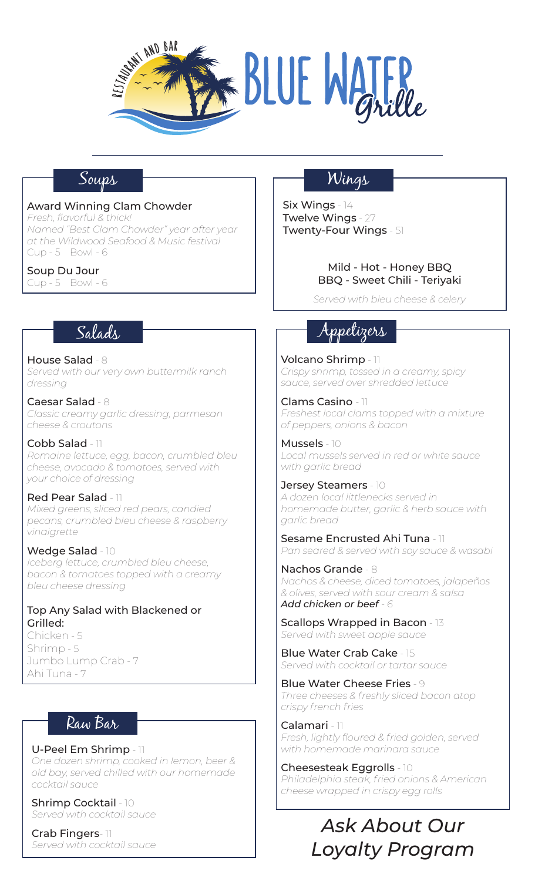# Blue Water Grille

Restaurant and Bar

## Soups

**Award Winning Clam Chowder**
*Fresh, flavorful & thick!*
*Named "Best Clam Chowder" year after year at the Wildwood Seafood & Music festival*
Cup - 5 Bowl - 6

**Soup Du Jour**
Cup - 5 Bowl - 6

## Salads

**House Salad** - 8
*Served with our very own buttermilk ranch dressing*

**Caesar Salad** - 8
*Classic creamy garlic dressing, parmesan cheese & croutons*

**Cobb Salad** - 11
*Romaine lettuce, egg, bacon, crumbled bleu cheese, avocado & tomatoes, served with your choice of dressing*

**Red Pear Salad** - 11
*Mixed greens, sliced red pears, candied pecans, crumbled bleu cheese & raspberry vinaigrette*

**Wedge Salad** - 10
*Iceberg lettuce, crumbled bleu cheese, bacon & tomatoes topped with a creamy bleu cheese dressing*

**Top Any Salad with Blackened or Grilled:**
Chicken - 5
Shrimp - 5
Jumbo Lump Crab - 7
Ahi Tuna - 7

## Raw Bar

**U-Peel Em Shrimp** - 11
*One dozen shrimp, cooked in lemon, beer & old bay, served chilled with our homemade cocktail sauce*

**Shrimp Cocktail** - 10
*Served with cocktail sauce*

**Crab Fingers** - 11
*Served with cocktail sauce*

## Wings

**Six Wings** - 14
**Twelve Wings** - 27
**Twenty-Four Wings** - 51

Mild - Hot - Honey BBQ
BBQ - Sweet Chili - Teriyaki

*Served with bleu cheese & celery*

## Appetizers

**Volcano Shrimp** - 11
*Crispy shrimp, tossed in a creamy, spicy sauce, served over shredded lettuce*

**Clams Casino** - 11
*Freshest local clams topped with a mixture of peppers, onions & bacon*

**Mussels** - 10
*Local mussels served in red or white sauce with garlic bread*

**Jersey Steamers** - 10
*A dozen local littlenecks served in homemade butter, garlic & herb sauce with garlic bread*

**Sesame Encrusted Ahi Tuna** - 11
*Pan seared & served with soy sauce & wasabi*

**Nachos Grande** - 8
*Nachos & cheese, diced tomatoes, jalapeños & olives, served with sour cream & salsa*
***Add chicken or beef*** - 6

**Scallops Wrapped in Bacon** - 13
*Served with sweet apple sauce*

**Blue Water Crab Cake** - 15
*Served with cocktail or tartar sauce*

**Blue Water Cheese Fries** - 9
*Three cheeses & freshly sliced bacon atop crispy french fries*

**Calamari** - 11
*Fresh, lightly floured & fried golden, served with homemade marinara sauce*

**Cheesesteak Eggrolls** - 10
*Philadelphia steak, fried onions & American cheese wrapped in crispy egg rolls*

*Ask About Our Loyalty Program*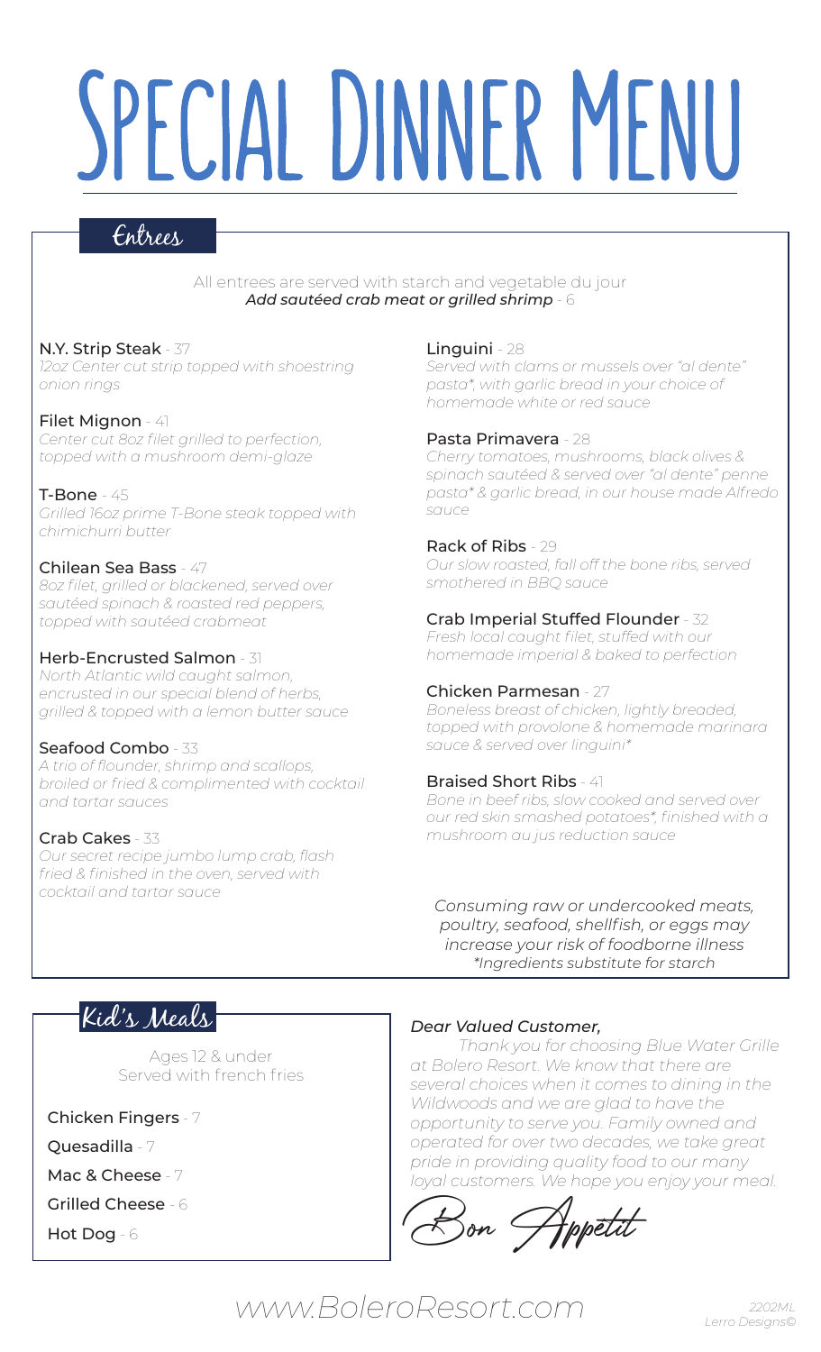# Special Dinner Menu

## Entrees

All entrees are served with starch and vegetable du jour
***Add sautéed crab meat or grilled shrimp*** - 6

**N.Y. Strip Steak** - 37
*12oz Center cut strip topped with shoestring onion rings*

**Filet Mignon** - 41
*Center cut 8oz filet grilled to perfection, topped with a mushroom demi-glaze*

**T-Bone** - 45
*Grilled 16oz prime T-Bone steak topped with chimichurri butter*

**Chilean Sea Bass** - 47
*8oz filet, grilled or blackened, served over sautéed spinach & roasted red peppers, topped with sautéed crabmeat*

**Herb-Encrusted Salmon** - 31
*North Atlantic wild caught salmon, encrusted in our special blend of herbs, grilled & topped with a lemon butter sauce*

**Seafood Combo** - 33
*A trio of flounder, shrimp and scallops, broiled or fried & complimented with cocktail and tartar sauces*

**Crab Cakes** - 33
*Our secret recipe jumbo lump crab, flash fried & finished in the oven, served with cocktail and tartar sauce*

**Linguini** - 28
*Served with clams or mussels over "al dente" pasta*, with garlic bread in your choice of homemade white or red sauce*

**Pasta Primavera** - 28
*Cherry tomatoes, mushrooms, black olives & spinach sautéed & served over "al dente" penne pasta* & garlic bread, in our house made Alfredo sauce*

**Rack of Ribs** - 29
*Our slow roasted, fall off the bone ribs, served smothered in BBQ sauce*

**Crab Imperial Stuffed Flounder** - 32
*Fresh local caught filet, stuffed with our homemade imperial & baked to perfection*

**Chicken Parmesan** - 27
*Boneless breast of chicken, lightly breaded, topped with provolone & homemade marinara sauce & served over linguini**

**Braised Short Ribs** - 41
*Bone in beef ribs, slow cooked and served over our red skin smashed potatoes*, finished with a mushroom au jus reduction sauce*

*Consuming raw or undercooked meats, poultry, seafood, shellfish, or eggs may increase your risk of foodborne illness*
*\*Ingredients substitute for starch*

## Kid's Meals

Ages 12 & under
Served with french fries

**Chicken Fingers** - 7

**Quesadilla** - 7

**Mac & Cheese** - 7

**Grilled Cheese** - 6

**Hot Dog** - 6

***Dear Valued Customer,***

*Thank you for choosing Blue Water Grille at Bolero Resort. We know that there are several choices when it comes to dining in the Wildwoods and we are glad to have the opportunity to serve you. Family owned and operated for over two decades, we take great pride in providing quality food to our many loyal customers. We hope you enjoy your meal.*

*Bon Appetit*

www.BoleroResort.com

*2202ML*
*Lerro Designs©*